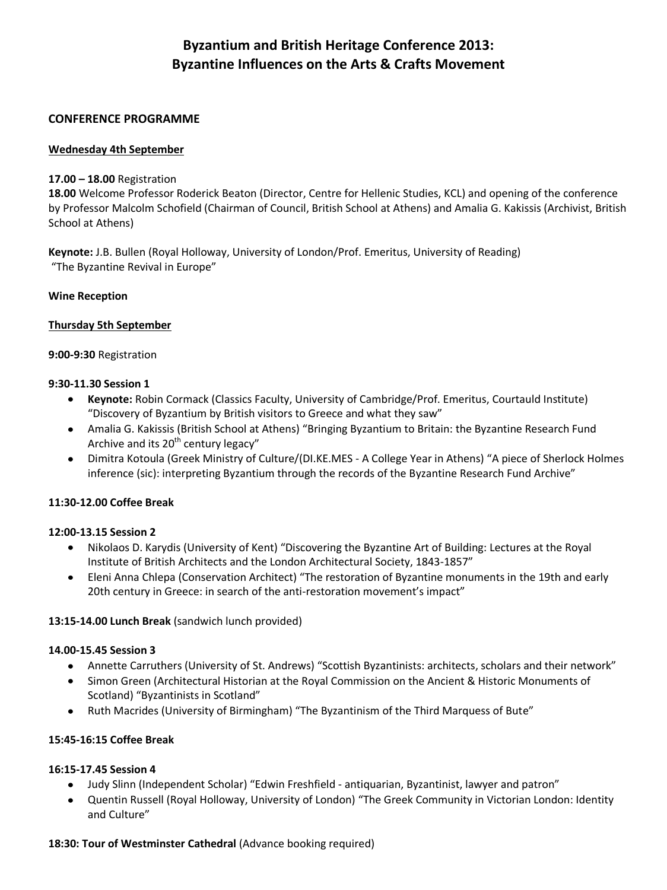# Byzantium and British Heritage Conference 2013: Byzantine Influences on the Arts & Crafts Movement

## CONFERENCE PROGRAMME

### Wednesday 4th September

**17.00 – 18.00** Registration
**18.00** Welcome Professor Roderick Beaton (Director, Centre for Hellenic Studies, KCL) and opening of the conference by Professor Malcolm Schofield (Chairman of Council, British School at Athens) and Amalia G. Kakissis (Archivist, British School at Athens)

**Keynote:** J.B. Bullen (Royal Holloway, University of London/Prof. Emeritus, University of Reading) "The Byzantine Revival in Europe"

**Wine Reception**

### Thursday 5th September

**9:00-9:30** Registration

**9:30-11.30 Session 1**

- **Keynote:** Robin Cormack (Classics Faculty, University of Cambridge/Prof. Emeritus, Courtauld Institute) "Discovery of Byzantium by British visitors to Greece and what they saw"
- Amalia G. Kakissis (British School at Athens) "Bringing Byzantium to Britain: the Byzantine Research Fund Archive and its 20th century legacy"
- Dimitra Kotoula (Greek Ministry of Culture/(DI.KE.MES - A College Year in Athens) "A piece of Sherlock Holmes inference (sic): interpreting Byzantium through the records of the Byzantine Research Fund Archive"

**11:30-12.00 Coffee Break**

**12:00-13.15 Session 2**

- Nikolaos D. Karydis (University of Kent) "Discovering the Byzantine Art of Building: Lectures at the Royal Institute of British Architects and the London Architectural Society, 1843-1857"
- Eleni Anna Chlepa (Conservation Architect) "The restoration of Byzantine monuments in the 19th and early 20th century in Greece: in search of the anti-restoration movement's impact"

**13:15-14.00 Lunch Break** (sandwich lunch provided)

**14.00-15.45 Session 3**

- Annette Carruthers (University of St. Andrews) "Scottish Byzantinists: architects, scholars and their network"
- Simon Green (Architectural Historian at the Royal Commission on the Ancient & Historic Monuments of Scotland) "Byzantinists in Scotland"
- Ruth Macrides (University of Birmingham) "The Byzantinism of the Third Marquess of Bute"

**15:45-16:15 Coffee Break**

**16:15-17.45 Session 4**

- Judy Slinn (Independent Scholar) "Edwin Freshfield - antiquarian, Byzantinist, lawyer and patron"
- Quentin Russell (Royal Holloway, University of London) "The Greek Community in Victorian London: Identity and Culture"

**18:30: Tour of Westminster Cathedral** (Advance booking required)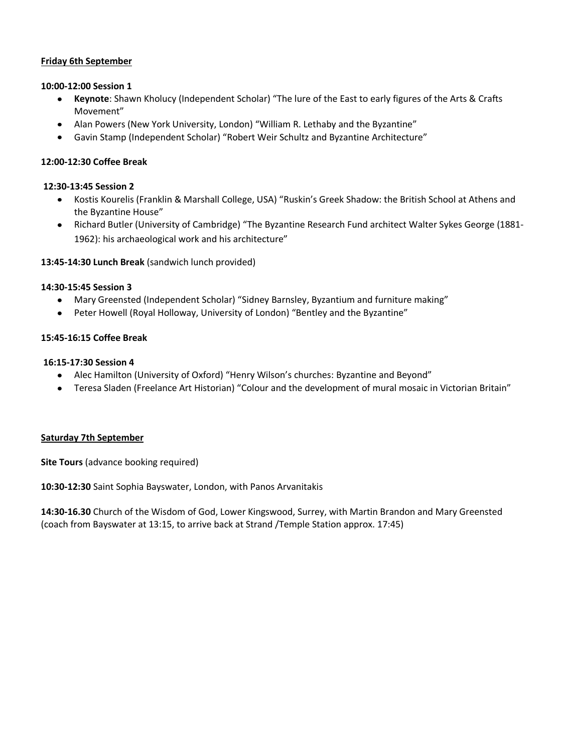**Friday 6th September**

**10:00-12:00 Session 1**

- **Keynote**: Shawn Kholucy (Independent Scholar) "The lure of the East to early figures of the Arts & Crafts Movement"
- Alan Powers (New York University, London) "William R. Lethaby and the Byzantine"
- Gavin Stamp (Independent Scholar) "Robert Weir Schultz and Byzantine Architecture"

**12:00-12:30 Coffee Break**

**12:30-13:45 Session 2**

- Kostis Kourelis (Franklin & Marshall College, USA) "Ruskin's Greek Shadow: the British School at Athens and the Byzantine House"
- Richard Butler (University of Cambridge) "The Byzantine Research Fund architect Walter Sykes George (1881-1962): his archaeological work and his architecture"

**13:45-14:30 Lunch Break** (sandwich lunch provided)

**14:30-15:45 Session 3**

- Mary Greensted (Independent Scholar) "Sidney Barnsley, Byzantium and furniture making"
- Peter Howell (Royal Holloway, University of London) "Bentley and the Byzantine"

**15:45-16:15 Coffee Break**

**16:15-17:30 Session 4**

- Alec Hamilton (University of Oxford) "Henry Wilson's churches: Byzantine and Beyond"
- Teresa Sladen (Freelance Art Historian) "Colour and the development of mural mosaic in Victorian Britain"

**Saturday 7th September**

**Site Tours** (advance booking required)

**10:30-12:30** Saint Sophia Bayswater, London, with Panos Arvanitakis

**14:30-16.30** Church of the Wisdom of God, Lower Kingswood, Surrey, with Martin Brandon and Mary Greensted (coach from Bayswater at 13:15, to arrive back at Strand /Temple Station approx. 17:45)